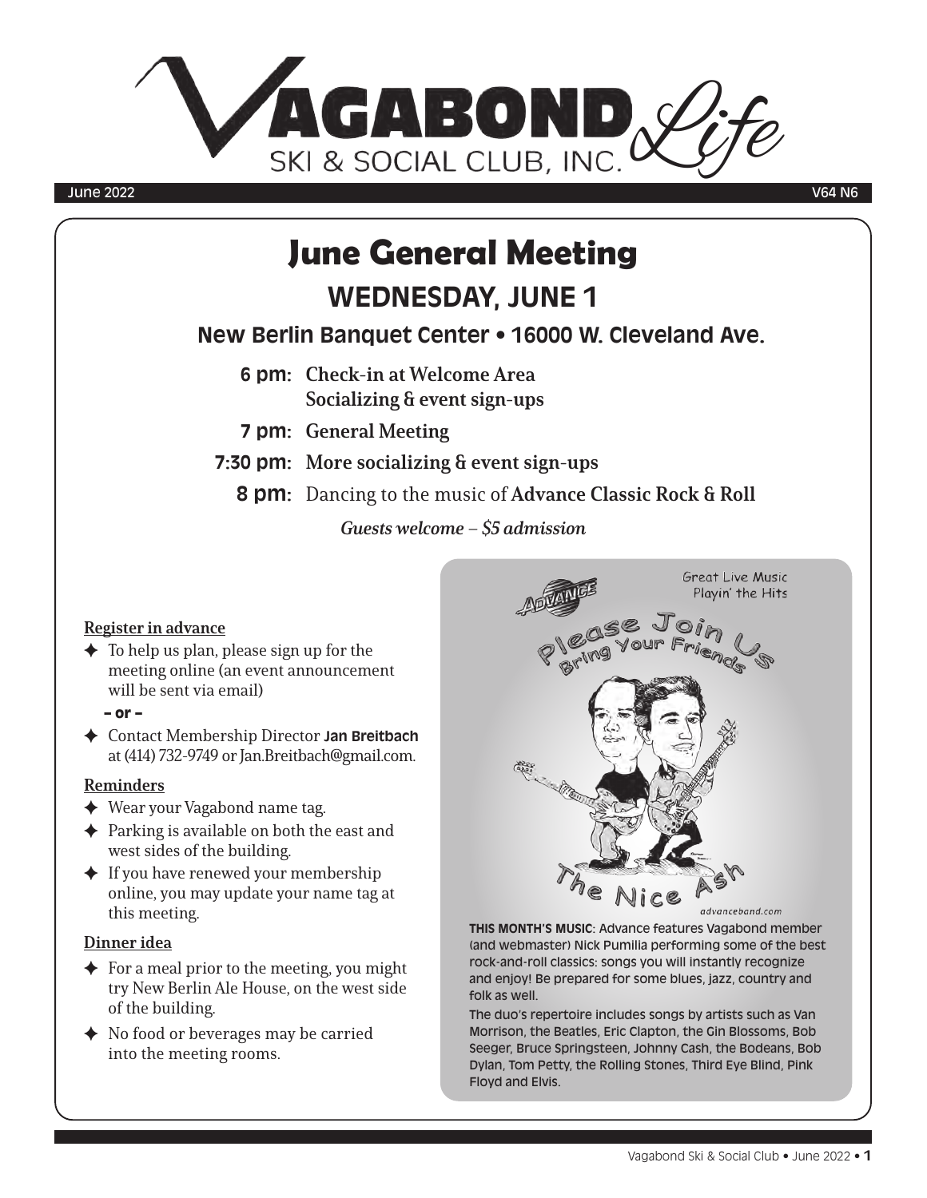# VAGABOND Life

SKI & SOCIAL CLUB, INC.

June 2022 V64 N6

## June General Meeting

### WEDNESDAY, JUNE 1

**New Berlin Banquet Center • 16000 W. Cleveland Ave.**

**6 pm:** **Check-in at Welcome Area**
**Socializing & event sign-ups**

**7 pm:** **General Meeting**

**7:30 pm:** **More socializing & event sign-ups**

**8 pm:** Dancing to the music of **Advance Classic Rock & Roll**

*Guests welcome – $5 admission*

**Register in advance**

- To help us plan, please sign up for the meeting online (an event announcement will be sent via email)

  – or –

- Contact Membership Director **Jan Breitbach** at (414) 732-9749 or Jan.Breitbach@gmail.com.

**Reminders**

- Wear your Vagabond name tag.
- Parking is available on both the east and west sides of the building.
- If you have renewed your membership online, you may update your name tag at this meeting.

**Dinner idea**

- For a meal prior to the meeting, you might try New Berlin Ale House, on the west side of the building.
- No food or beverages may be carried into the meeting rooms.

Advance

Great Live Music Playin' the Hits

Please Join Us

Bring Your Friends

The Nice Ash

advanceband.com

**THIS MONTH'S MUSIC**: Advance features Vagabond member (and webmaster) Nick Pumilia performing some of the best rock-and-roll classics: songs you will instantly recognize and enjoy! Be prepared for some blues, jazz, country and folk as well.

The duo's repertoire includes songs by artists such as Van Morrison, the Beatles, Eric Clapton, the Gin Blossoms, Bob Seeger, Bruce Springsteen, Johnny Cash, the Bodeans, Bob Dylan, Tom Petty, the Rolling Stones, Third Eye Blind, Pink Floyd and Elvis.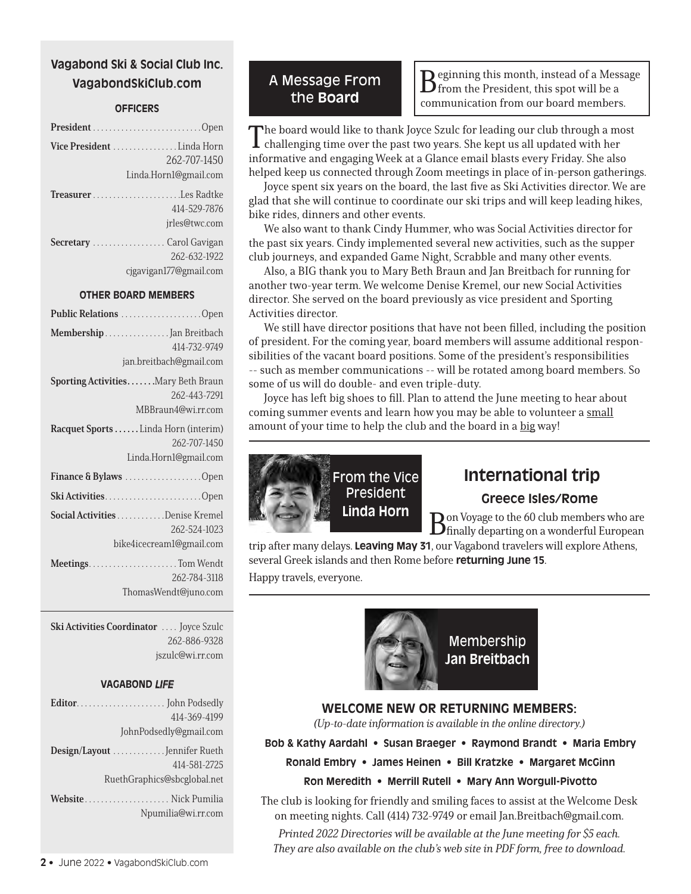## Vagabond Ski & Social Club Inc.
## VagabondSkiClub.com

### OFFICERS

**President** . . . . . . . . . . . . . . . . . . . . . . . . . . .Open

**Vice President** . . . . . . . . . . . . . . . .Linda Horn
262-707-1450
Linda.Horn1@gmail.com

**Treasurer** . . . . . . . . . . . . . . . . . . . . . .Les Radtke
414-529-7876
jrles@twc.com

**Secretary** . . . . . . . . . . . . . . . . . . Carol Gavigan
262-632-1922
cjgavigan177@gmail.com

### OTHER BOARD MEMBERS

**Public Relations** . . . . . . . . . . . . . . . . . . . .Open

**Membership** . . . . . . . . . . . . . . . .Jan Breitbach
414-732-9749
jan.breitbach@gmail.com

**Sporting Activities** . . . . . . .Mary Beth Braun
262-443-7291
MBBraun4@wi.rr.com

**Racquet Sports** . . . . . .Linda Horn (interim)
262-707-1450
Linda.Horn1@gmail.com

**Finance & Bylaws** . . . . . . . . . . . . . . . . . . .Open

**Ski Activities** . . . . . . . . . . . . . . . . . . . . . . . .Open

**Social Activities** . . . . . . . . . . . .Denise Kremel
262-524-1023
bike4icecream1@gmail.com

**Meetings** . . . . . . . . . . . . . . . . . . . . . . Tom Wendt
262-784-3118
ThomasWendt@juno.com

**Ski Activities Coordinator** . . . . Joyce Szulc
262-886-9328
jszulc@wi.rr.com

### VAGABOND *LIFE*

**Editor** . . . . . . . . . . . . . . . . . . . . . . John Podsedly
414-369-4199
JohnPodsedly@gmail.com

**Design/Layout** . . . . . . . . . . . . .Jennifer Rueth
414-581-2725
RuethGraphics@sbcglobal.net

**Website** . . . . . . . . . . . . . . . . . . . . . Nick Pumilia
Npumilia@wi.rr.com

## A Message From the **Board**

Beginning this month, instead of a Message from the President, this spot will be a communication from our board members.

The board would like to thank Joyce Szulc for leading our club through a most challenging time over the past two years. She kept us all updated with her informative and engaging Week at a Glance email blasts every Friday. She also helped keep us connected through Zoom meetings in place of in-person gatherings.

Joyce spent six years on the board, the last five as Ski Activities director. We are glad that she will continue to coordinate our ski trips and will keep leading hikes, bike rides, dinners and other events.

We also want to thank Cindy Hummer, who was Social Activities director for the past six years. Cindy implemented several new activities, such as the supper club journeys, and expanded Game Night, Scrabble and many other events.

Also, a BIG thank you to Mary Beth Braun and Jan Breitbach for running for another two-year term. We welcome Denise Kremel, our new Social Activities director. She served on the board previously as vice president and Sporting Activities director.

We still have director positions that have not been filled, including the position of president. For the coming year, board members will assume additional responsibilities of the vacant board positions. Some of the president's responsibilities -- such as member communications -- will be rotated among board members. So some of us will do double- and even triple-duty.

Joyce has left big shoes to fill. Plan to attend the June meeting to hear about coming summer events and learn how you may be able to volunteer a small amount of your time to help the club and the board in a big way!

## From the Vice President **Linda Horn**

## International trip

### Greece Isles/Rome

Bon Voyage to the 60 club members who are finally departing on a wonderful European trip after many delays. **Leaving May 31**, our Vagabond travelers will explore Athens, several Greek islands and then Rome before **returning June 15**.

Happy travels, everyone.

## Membership **Jan Breitbach**

### WELCOME NEW OR RETURNING MEMBERS:

*(Up-to-date information is available in the online directory.)*

**Bob & Kathy Aardahl • Susan Braeger • Raymond Brandt • Maria Embry • Ronald Embry • James Heinen • Bill Kratzke • Margaret McGinn • Ron Meredith • Merrill Rutell • Mary Ann Worgull-Pivotto**

The club is looking for friendly and smiling faces to assist at the Welcome Desk on meeting nights. Call (414) 732-9749 or email Jan.Breitbach@gmail.com.

*Printed 2022 Directories will be available at the June meeting for $5 each. They are also available on the club's web site in PDF form, free to download.*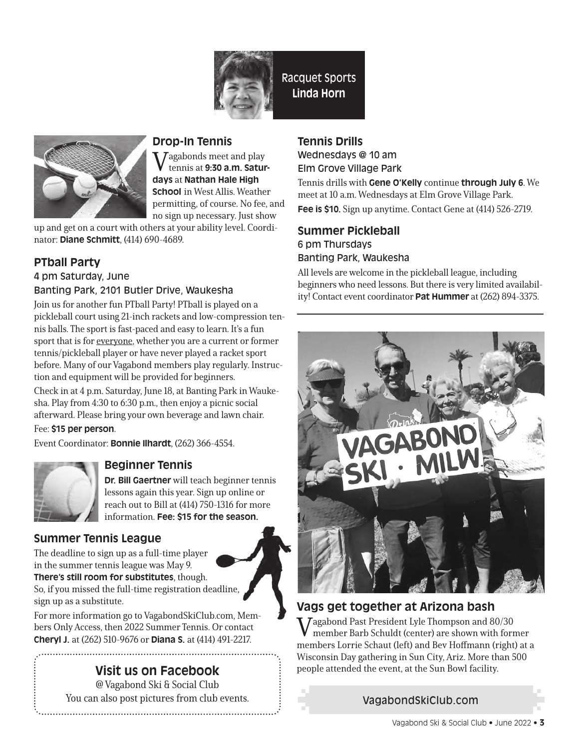# Racquet Sports
**Linda Horn**

## Drop-In Tennis

Vagabonds meet and play tennis at **9:30 a.m. Saturdays** at **Nathan Hale High School** in West Allis. Weather permitting, of course. No fee, and no sign up necessary. Just show up and get on a court with others at your ability level. Coordinator: **Diane Schmitt**, (414) 690-4689.

## PTball Party

4 pm Saturday, June
Banting Park, 2101 Butler Drive, Waukesha

Join us for another fun PTball Party! PTball is played on a pickleball court using 21-inch rackets and low-compression tennis balls. The sport is fast-paced and easy to learn. It's a fun sport that is for everyone, whether you are a current or former tennis/pickleball player or have never played a racket sport before. Many of our Vagabond members play regularly. Instruction and equipment will be provided for beginners.

Check in at 4 p.m. Saturday, June 18, at Banting Park in Waukesha. Play from 4:30 to 6:30 p.m., then enjoy a picnic social afterward. Please bring your own beverage and lawn chair.

Fee: **$15 per person**.

Event Coordinator: **Bonnie Ilhardt**, (262) 366-4554.

## Beginner Tennis

**Dr. Bill Gaertner** will teach beginner tennis lessons again this year. Sign up online or reach out to Bill at (414) 750-1316 for more information. **Fee: $15 for the season.**

## Summer Tennis League

The deadline to sign up as a full-time player in the summer tennis league was May 9. **There's still room for substitutes**, though. So, if you missed the full-time registration deadline, sign up as a substitute.

For more information go to VagabondSkiClub.com, Members Only Access, then 2022 Summer Tennis. Or contact **Cheryl J.** at (262) 510-9676 or **Diana S.** at (414) 491-2217.

## Visit us on Facebook

@ Vagabond Ski & Social Club
You can also post pictures from club events.

## Tennis Drills

Wednesdays @ 10 am
Elm Grove Village Park

Tennis drills with **Gene O'Kelly** continue **through July 6**. We meet at 10 a.m. Wednesdays at Elm Grove Village Park.

**Fee is $10.** Sign up anytime. Contact Gene at (414) 526-2719.

## Summer Pickleball

6 pm Thursdays
Banting Park, Waukesha

All levels are welcome in the pickleball league, including beginners who need lessons. But there is very limited availability! Contact event coordinator **Pat Hummer** at (262) 894-3375.

## Vags get together at Arizona bash

Vagabond Past President Lyle Thompson and 80/30 member Barb Schuldt (center) are shown with former members Lorrie Schaut (left) and Bev Hoffmann (right) at a Wisconsin Day gathering in Sun City, Ariz. More than 500 people attended the event, at the Sun Bowl facility.

VagabondSkiClub.com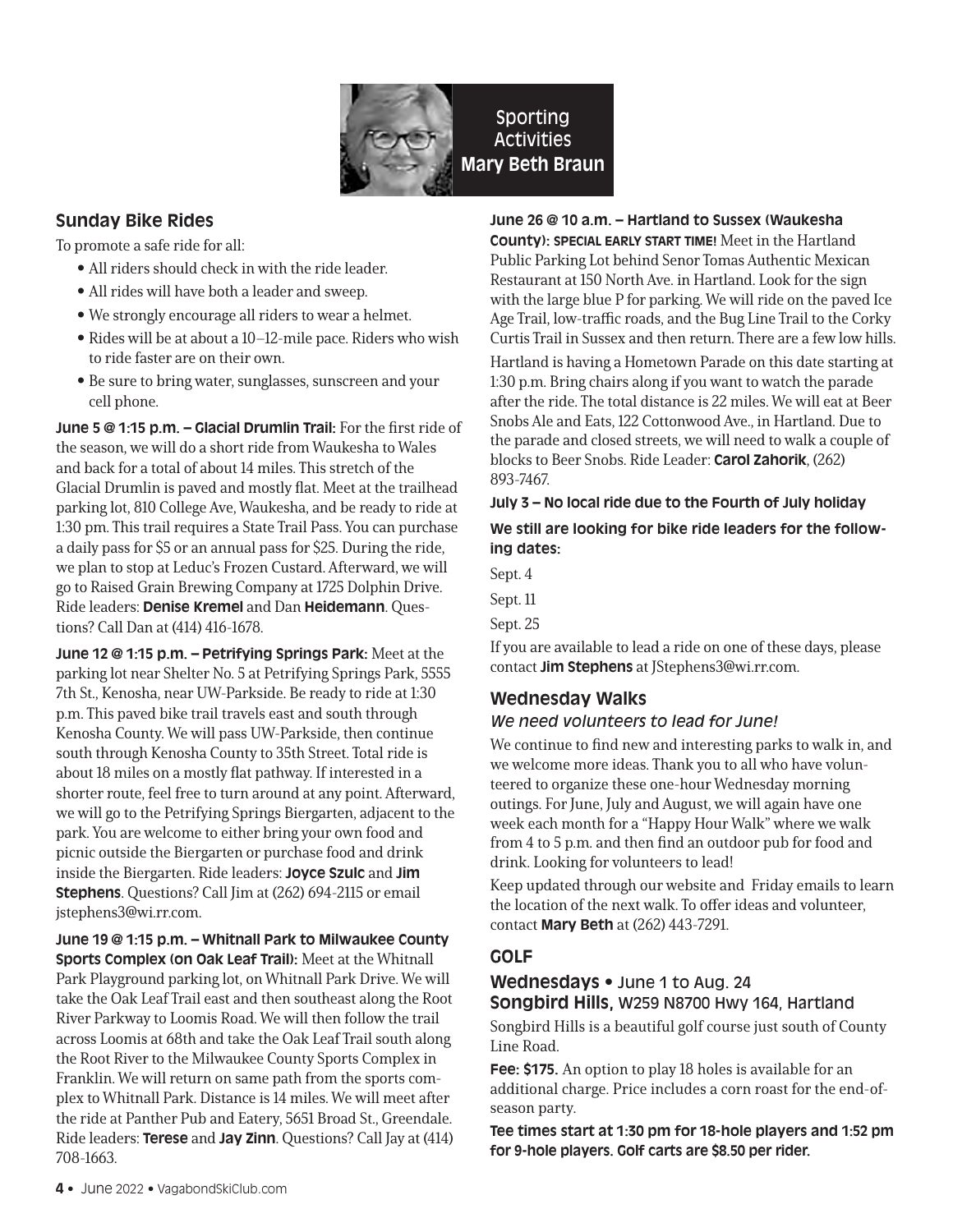Sporting Activities
**Mary Beth Braun**

## Sunday Bike Rides

To promote a safe ride for all:

- All riders should check in with the ride leader.
- All rides will have both a leader and sweep.
- We strongly encourage all riders to wear a helmet.
- Rides will be at about a 10–12-mile pace. Riders who wish to ride faster are on their own.
- Be sure to bring water, sunglasses, sunscreen and your cell phone.

**June 5 @ 1:15 p.m. – Glacial Drumlin Trail:** For the first ride of the season, we will do a short ride from Waukesha to Wales and back for a total of about 14 miles. This stretch of the Glacial Drumlin is paved and mostly flat. Meet at the trailhead parking lot, 810 College Ave, Waukesha, and be ready to ride at 1:30 pm. This trail requires a State Trail Pass. You can purchase a daily pass for $5 or an annual pass for $25. During the ride, we plan to stop at Leduc's Frozen Custard. Afterward, we will go to Raised Grain Brewing Company at 1725 Dolphin Drive. Ride leaders: **Denise Kremel** and Dan **Heidemann**. Questions? Call Dan at (414) 416-1678.

**June 12 @ 1:15 p.m. – Petrifying Springs Park:** Meet at the parking lot near Shelter No. 5 at Petrifying Springs Park, 5555 7th St., Kenosha, near UW-Parkside. Be ready to ride at 1:30 p.m. This paved bike trail travels east and south through Kenosha County. We will pass UW-Parkside, then continue south through Kenosha County to 35th Street. Total ride is about 18 miles on a mostly flat pathway. If interested in a shorter route, feel free to turn around at any point. Afterward, we will go to the Petrifying Springs Biergarten, adjacent to the park. You are welcome to either bring your own food and picnic outside the Biergarten or purchase food and drink inside the Biergarten. Ride leaders: **Joyce Szulc** and **Jim Stephens**. Questions? Call Jim at (262) 694-2115 or email jstephens3@wi.rr.com.

**June 19 @ 1:15 p.m. – Whitnall Park to Milwaukee County Sports Complex (on Oak Leaf Trail):** Meet at the Whitnall Park Playground parking lot, on Whitnall Park Drive. We will take the Oak Leaf Trail east and then southeast along the Root River Parkway to Loomis Road. We will then follow the trail across Loomis at 68th and take the Oak Leaf Trail south along the Root River to the Milwaukee County Sports Complex in Franklin. We will return on same path from the sports complex to Whitnall Park. Distance is 14 miles. We will meet after the ride at Panther Pub and Eatery, 5651 Broad St., Greendale. Ride leaders: **Terese** and **Jay Zinn**. Questions? Call Jay at (414) 708-1663.

**June 26 @ 10 a.m. – Hartland to Sussex (Waukesha County): SPECIAL EARLY START TIME!** Meet in the Hartland Public Parking Lot behind Senor Tomas Authentic Mexican Restaurant at 150 North Ave. in Hartland. Look for the sign with the large blue P for parking. We will ride on the paved Ice Age Trail, low-traffic roads, and the Bug Line Trail to the Corky Curtis Trail in Sussex and then return. There are a few low hills.

Hartland is having a Hometown Parade on this date starting at 1:30 p.m. Bring chairs along if you want to watch the parade after the ride. The total distance is 22 miles. We will eat at Beer Snobs Ale and Eats, 122 Cottonwood Ave., in Hartland. Due to the parade and closed streets, we will need to walk a couple of blocks to Beer Snobs. Ride Leader: **Carol Zahorik**, (262) 893-7467.

**July 3 – No local ride due to the Fourth of July holiday**

**We still are looking for bike ride leaders for the following dates:**

Sept. 4

Sept. 11

Sept. 25

If you are available to lead a ride on one of these days, please contact **Jim Stephens** at JStephens3@wi.rr.com.

## Wednesday Walks

*We need volunteers to lead for June!*

We continue to find new and interesting parks to walk in, and we welcome more ideas. Thank you to all who have volunteered to organize these one-hour Wednesday morning outings. For June, July and August, we will again have one week each month for a "Happy Hour Walk" where we walk from 4 to 5 p.m. and then find an outdoor pub for food and drink. Looking for volunteers to lead!

Keep updated through our website and Friday emails to learn the location of the next walk. To offer ideas and volunteer, contact **Mary Beth** at (262) 443-7291.

## GOLF

### Wednesdays • June 1 to Aug. 24
### Songbird Hills, W259 N8700 Hwy 164, Hartland

Songbird Hills is a beautiful golf course just south of County Line Road.

**Fee: $175.** An option to play 18 holes is available for an additional charge. Price includes a corn roast for the end-of-season party.

**Tee times start at 1:30 pm for 18-hole players and 1:52 pm for 9-hole players. Golf carts are $8.50 per rider.**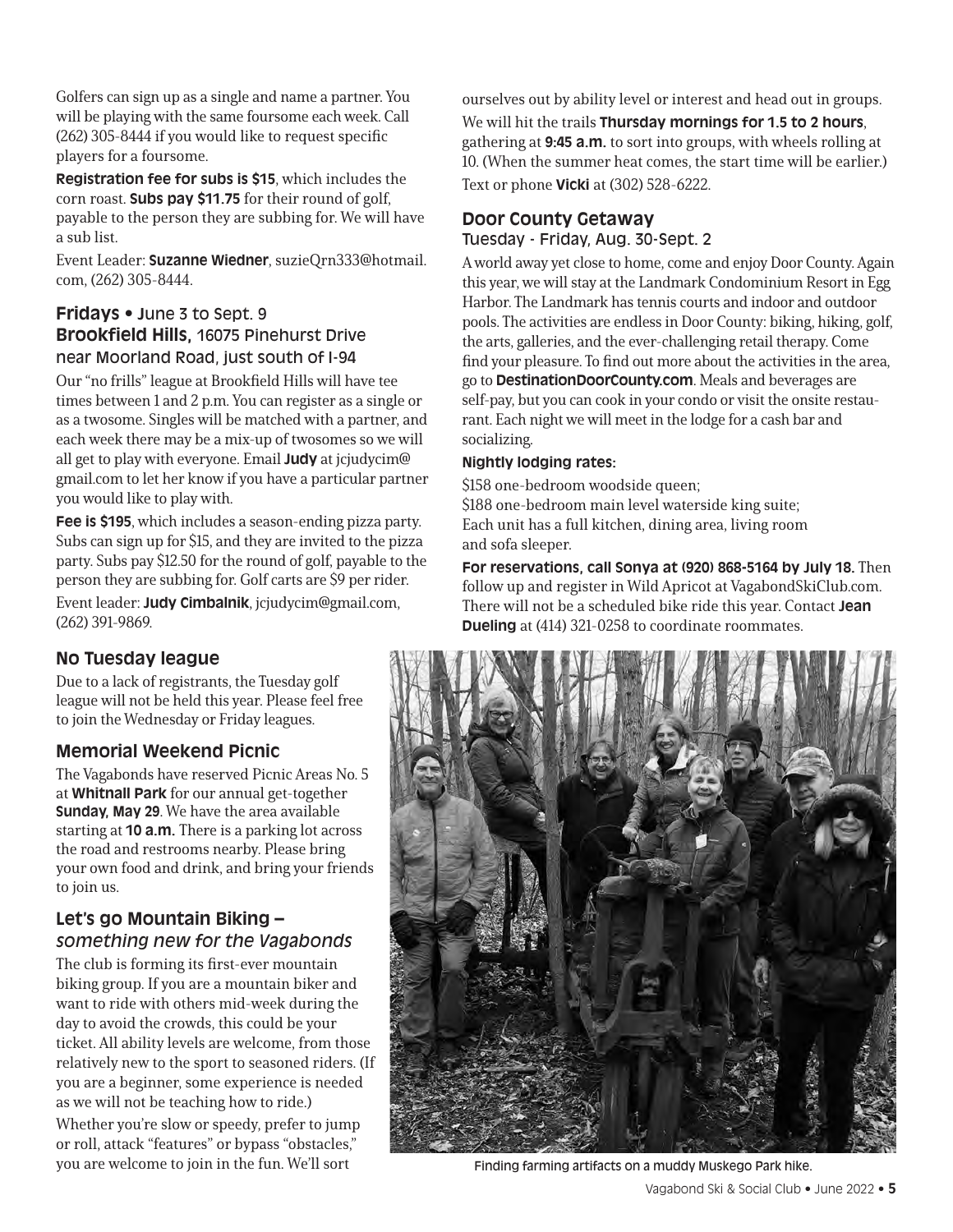Golfers can sign up as a single and name a partner. You will be playing with the same foursome each week. Call (262) 305-8444 if you would like to request specific players for a foursome.

**Registration fee for subs is $15**, which includes the corn roast. **Subs pay $11.75** for their round of golf, payable to the person they are subbing for. We will have a sub list.

Event Leader: **Suzanne Wiedner**, suzieQrn333@hotmail.com, (262) 305-8444.

### Fridays • June 3 to Sept. 9
### Brookfield Hills, 16075 Pinehurst Drive near Moorland Road, just south of I-94

Our "no frills" league at Brookfield Hills will have tee times between 1 and 2 p.m. You can register as a single or as a twosome. Singles will be matched with a partner, and each week there may be a mix-up of twosomes so we will all get to play with everyone. Email **Judy** at jcjudycim@gmail.com to let her know if you have a particular partner you would like to play with.

**Fee is $195**, which includes a season-ending pizza party. Subs can sign up for $15, and they are invited to the pizza party. Subs pay $12.50 for the round of golf, payable to the person they are subbing for. Golf carts are $9 per rider.

Event leader: **Judy Cimbalnik**, jcjudycim@gmail.com, (262) 391-9869.

## No Tuesday league

Due to a lack of registrants, the Tuesday golf league will not be held this year. Please feel free to join the Wednesday or Friday leagues.

## Memorial Weekend Picnic

The Vagabonds have reserved Picnic Areas No. 5 at **Whitnall Park** for our annual get-together **Sunday, May 29**. We have the area available starting at **10 a.m.** There is a parking lot across the road and restrooms nearby. Please bring your own food and drink, and bring your friends to join us.

## Let's go Mountain Biking – *something new for the Vagabonds*

The club is forming its first-ever mountain biking group. If you are a mountain biker and want to ride with others mid-week during the day to avoid the crowds, this could be your ticket. All ability levels are welcome, from those relatively new to the sport to seasoned riders. (If you are a beginner, some experience is needed as we will not be teaching how to ride.)

Whether you're slow or speedy, prefer to jump or roll, attack "features" or bypass "obstacles," you are welcome to join in the fun. We'll sort ourselves out by ability level or interest and head out in groups.

We will hit the trails **Thursday mornings for 1.5 to 2 hours**, gathering at **9:45 a.m.** to sort into groups, with wheels rolling at 10. (When the summer heat comes, the start time will be earlier.)

Text or phone **Vicki** at (302) 528-6222.

## Door County Getaway
### Tuesday - Friday, Aug. 30-Sept. 2

A world away yet close to home, come and enjoy Door County. Again this year, we will stay at the Landmark Condominium Resort in Egg Harbor. The Landmark has tennis courts and indoor and outdoor pools. The activities are endless in Door County: biking, hiking, golf, the arts, galleries, and the ever-challenging retail therapy. Come find your pleasure. To find out more about the activities in the area, go to **DestinationDoorCounty.com**. Meals and beverages are self-pay, but you can cook in your condo or visit the onsite restaurant. Each night we will meet in the lodge for a cash bar and socializing.

**Nightly lodging rates:**

$158 one-bedroom woodside queen;
$188 one-bedroom main level waterside king suite;
Each unit has a full kitchen, dining area, living room and sofa sleeper.

**For reservations, call Sonya at (920) 868-5164 by July 18.** Then follow up and register in Wild Apricot at VagabondSkiClub.com. There will not be a scheduled bike ride this year. Contact **Jean Dueling** at (414) 321-0258 to coordinate roommates.

Finding farming artifacts on a muddy Muskego Park hike.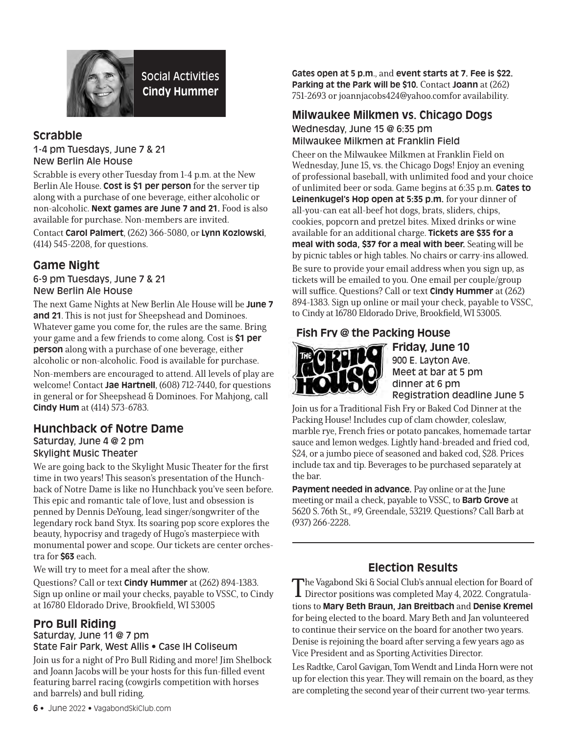Social Activities
**Cindy Hummer**

## Scrabble

### 1-4 pm Tuesdays, June 7 & 21
### New Berlin Ale House

Scrabble is every other Tuesday from 1-4 p.m. at the New Berlin Ale House. **Cost is $1 per person** for the server tip along with a purchase of one beverage, either alcoholic or non-alcoholic. **Next games are June 7 and 21.** Food is also available for purchase. Non-members are invited.

Contact **Carol Palmert**, (262) 366-5080, or **Lynn Kozlowski**, (414) 545-2208, for questions.

## Game Night

### 6-9 pm Tuesdays, June 7 & 21
### New Berlin Ale House

The next Game Nights at New Berlin Ale House will be **June 7 and 21**. This is not just for Sheepshead and Dominoes. Whatever game you come for, the rules are the same. Bring your game and a few friends to come along. Cost is **$1 per person** along with a purchase of one beverage, either alcoholic or non-alcoholic. Food is available for purchase.

Non-members are encouraged to attend. All levels of play are welcome! Contact **Jae Hartnell**, (608) 712-7440, for questions in general or for Sheepshead & Dominoes. For Mahjong, call **Cindy Hum** at (414) 573-6783.

## Hunchback of Notre Dame

### Saturday, June 4 @ 2 pm
### Skylight Music Theater

We are going back to the Skylight Music Theater for the first time in two years! This season's presentation of the Hunchback of Notre Dame is like no Hunchback you've seen before. This epic and romantic tale of love, lust and obsession is penned by Dennis DeYoung, lead singer/songwriter of the legendary rock band Styx. Its soaring pop score explores the beauty, hypocrisy and tragedy of Hugo's masterpiece with monumental power and scope. Our tickets are center orchestra for **$63** each.

We will try to meet for a meal after the show.

Questions? Call or text **Cindy Hummer** at (262) 894-1383. Sign up online or mail your checks, payable to VSSC, to Cindy at 16780 Eldorado Drive, Brookfield, WI 53005

## Pro Bull Riding

### Saturday, June 11 @ 7 pm
### State Fair Park, West Allis • Case IH Coliseum

Join us for a night of Pro Bull Riding and more! Jim Shelbock and Joann Jacobs will be your hosts for this fun-filled event featuring barrel racing (cowgirls competition with horses and barrels) and bull riding.

**Gates open at 5 p.m**., and **event starts at 7. Fee is $22. Parking at the Park will be $10.** Contact **Joann** at (262) 751-2693 or joannjacobs424@yahoo.comfor availability.

## Milwaukee Milkmen vs. Chicago Dogs

### Wednesday, June 15 @ 6:35 pm
### Milwaukee Milkmen at Franklin Field

Cheer on the Milwaukee Milkmen at Franklin Field on Wednesday, June 15, vs. the Chicago Dogs! Enjoy an evening of professional baseball, with unlimited food and your choice of unlimited beer or soda. Game begins at 6:35 p.m. **Gates to Leinenkugel's Hop open at 5:35 p.m.** for your dinner of all-you-can eat all-beef hot dogs, brats, sliders, chips, cookies, popcorn and pretzel bites. Mixed drinks or wine available for an additional charge. **Tickets are $35 for a meal with soda, $37 for a meal with beer.** Seating will be by picnic tables or high tables. No chairs or carry-ins allowed.

Be sure to provide your email address when you sign up, as tickets will be emailed to you. One email per couple/group will suffice. Questions? Call or text **Cindy Hummer** at (262) 894-1383. Sign up online or mail your check, payable to VSSC, to Cindy at 16780 Eldorado Drive, Brookfield, WI 53005.

## Fish Fry @ the Packing House

### Friday, June 10
900 E. Layton Ave.
Meet at bar at 5 pm
dinner at 6 pm
Registration deadline June 5

Join us for a Traditional Fish Fry or Baked Cod Dinner at the Packing House! Includes cup of clam chowder, coleslaw, marble rye, French fries or potato pancakes, homemade tartar sauce and lemon wedges. Lightly hand-breaded and fried cod, $24, or a jumbo piece of seasoned and baked cod, $28. Prices include tax and tip. Beverages to be purchased separately at the bar.

**Payment needed in advance.** Pay online or at the June meeting or mail a check, payable to VSSC, to **Barb Grove** at 5620 S. 76th St., #9, Greendale, 53219. Questions? Call Barb at (937) 266-2228.

---

## Election Results

The Vagabond Ski & Social Club's annual election for Board of Director positions was completed May 4, 2022. Congratulations to **Mary Beth Braun**, **Jan Breitbach** and **Denise Kremel** for being elected to the board. Mary Beth and Jan volunteered to continue their service on the board for another two years. Denise is rejoining the board after serving a few years ago as Vice President and as Sporting Activities Director.

Les Radtke, Carol Gavigan, Tom Wendt and Linda Horn were not up for election this year. They will remain on the board, as they are completing the second year of their current two-year terms.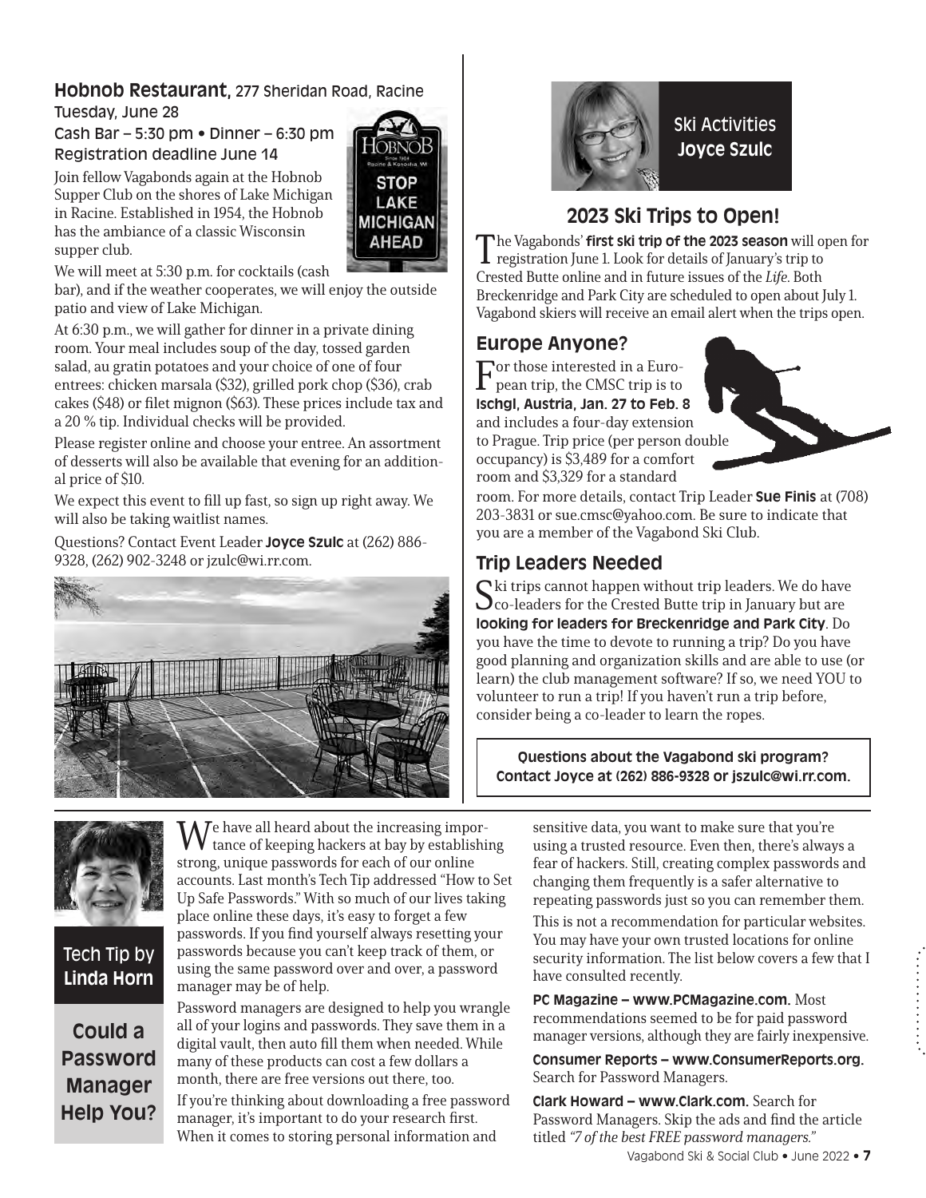## Hobnob Restaurant, 277 Sheridan Road, Racine

Tuesday, June 28

Cash Bar – 5:30 pm • Dinner – 6:30 pm

Registration deadline June 14

Join fellow Vagabonds again at the Hobnob Supper Club on the shores of Lake Michigan in Racine. Established in 1954, the Hobnob has the ambiance of a classic Wisconsin supper club.

We will meet at 5:30 p.m. for cocktails (cash bar), and if the weather cooperates, we will enjoy the outside patio and view of Lake Michigan.

At 6:30 p.m., we will gather for dinner in a private dining room. Your meal includes soup of the day, tossed garden salad, au gratin potatoes and your choice of one of four entrees: chicken marsala ($32), grilled pork chop ($36), crab cakes ($48) or filet mignon ($63). These prices include tax and a 20 % tip. Individual checks will be provided.

Please register online and choose your entree. An assortment of desserts will also be available that evening for an additional price of $10.

We expect this event to fill up fast, so sign up right away. We will also be taking waitlist names.

Questions? Contact Event Leader **Joyce Szulc** at (262) 886-9328, (262) 902-3248 or jzulc@wi.rr.com.

## Ski Activities
**Joyce Szulc**

## 2023 Ski Trips to Open!

The Vagabonds' **first ski trip of the 2023 season** will open for registration June 1. Look for details of January's trip to Crested Butte online and in future issues of the *Life*. Both Breckenridge and Park City are scheduled to open about July 1. Vagabond skiers will receive an email alert when the trips open.

### Europe Anyone?

For those interested in a European trip, the CMSC trip is to **Ischgl, Austria, Jan. 27 to Feb. 8** and includes a four-day extension to Prague. Trip price (per person double occupancy) is $3,489 for a comfort room and $3,329 for a standard room. For more details, contact Trip Leader **Sue Finis** at (708) 203-3831 or sue.cmsc@yahoo.com. Be sure to indicate that you are a member of the Vagabond Ski Club.

### Trip Leaders Needed

Ski trips cannot happen without trip leaders. We do have co-leaders for the Crested Butte trip in January but are **looking for leaders for Breckenridge and Park City**. Do you have the time to devote to running a trip? Do you have good planning and organization skills and are able to use (or learn) the club management software? If so, we need YOU to volunteer to run a trip! If you haven't run a trip before, consider being a co-leader to learn the ropes.

**Questions about the Vagabond ski program? Contact Joyce at (262) 886-9328 or jszulc@wi.rr.com.**

## Tech Tip by **Linda Horn**

### Could a Password Manager Help You?

We have all heard about the increasing importance of keeping hackers at bay by establishing strong, unique passwords for each of our online accounts. Last month's Tech Tip addressed "How to Set Up Safe Passwords." With so much of our lives taking place online these days, it's easy to forget a few passwords. If you find yourself always resetting your passwords because you can't keep track of them, or using the same password over and over, a password manager may be of help.

Password managers are designed to help you wrangle all of your logins and passwords. They save them in a digital vault, then auto fill them when needed. While many of these products can cost a few dollars a month, there are free versions out there, too.

If you're thinking about downloading a free password manager, it's important to do your research first. When it comes to storing personal information and sensitive data, you want to make sure that you're using a trusted resource. Even then, there's always a fear of hackers. Still, creating complex passwords and changing them frequently is a safer alternative to repeating passwords just so you can remember them.

This is not a recommendation for particular websites. You may have your own trusted locations for online security information. The list below covers a few that I have consulted recently.

**PC Magazine – www.PCMagazine.com.** Most recommendations seemed to be for paid password manager versions, although they are fairly inexpensive.

**Consumer Reports – www.ConsumerReports.org.** Search for Password Managers.

**Clark Howard – www.Clark.com.** Search for Password Managers. Skip the ads and find the article titled *"7 of the best FREE password managers."*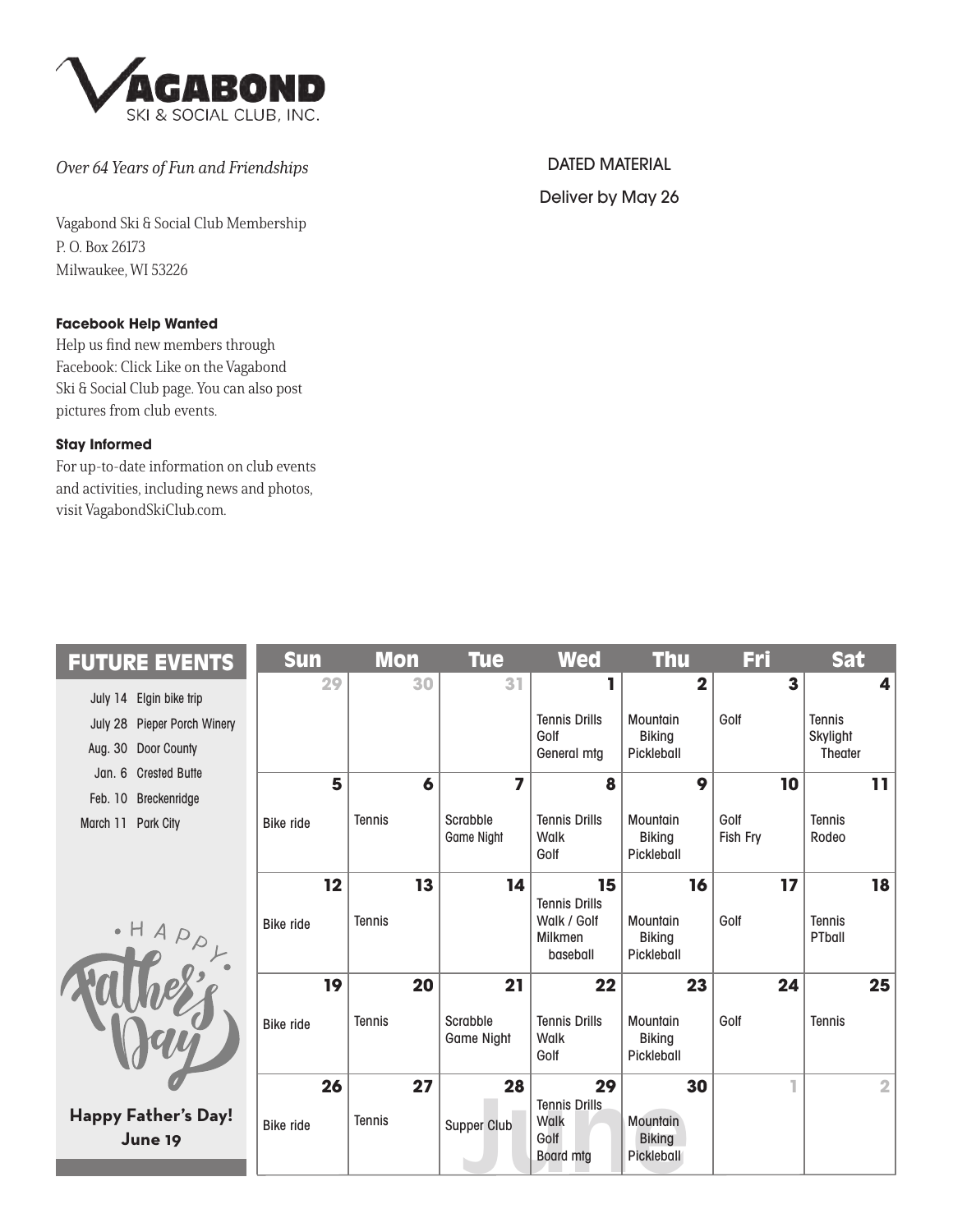# VAGABOND
SKI & SOCIAL CLUB, INC.

*Over 64 Years of Fun and Friendships*

DATED MATERIAL

Deliver by May 26

Vagabond Ski & Social Club Membership
P. O. Box 26173
Milwaukee, WI 53226

**Facebook Help Wanted**

Help us find new members through Facebook: Click Like on the Vagabond Ski & Social Club page. You can also post pictures from club events.

**Stay Informed**

For up-to-date information on club events and activities, including news and photos, visit VagabondSkiClub.com.

## FUTURE EVENTS

- July 14 Elgin bike trip
- July 28 Pieper Porch Winery
- Aug. 30 Door County
- Jan. 6 Crested Butte
- Feb. 10 Breckenridge
- March 11 Park City

**Happy Father's Day! June 19**

## June

| Sun | Mon | Tue | Wed | Thu | Fri | Sat |
|---|---|---|---|---|---|---|
| 29 | 30 | 31 | 1<br>Tennis Drills<br>Golf<br>General mtg | 2<br>Mountain Biking<br>Pickleball | 3<br>Golf | 4<br>Tennis<br>Skylight Theater |
| 5<br>Bike ride | 6<br>Tennis | 7<br>Scrabble Game Night | 8<br>Tennis Drills<br>Walk<br>Golf | 9<br>Mountain Biking<br>Pickleball | 10<br>Golf<br>Fish Fry | 11<br>Tennis<br>Rodeo |
| 12<br>Bike ride | 13<br>Tennis | 14 | 15<br>Tennis Drills<br>Walk / Golf<br>Milkmen baseball | 16<br>Mountain Biking<br>Pickleball | 17<br>Golf | 18<br>Tennis<br>PTball |
| 19<br>Bike ride | 20<br>Tennis | 21<br>Scrabble Game Night | 22<br>Tennis Drills<br>Walk<br>Golf | 23<br>Mountain Biking<br>Pickleball | 24<br>Golf | 25<br>Tennis |
| 26<br>Bike ride | 27<br>Tennis | 28<br>Supper Club | 29<br>Tennis Drills<br>Walk<br>Golf<br>Board mtg | 30<br>Mountain Biking<br>Pickleball | 1 | 2 |